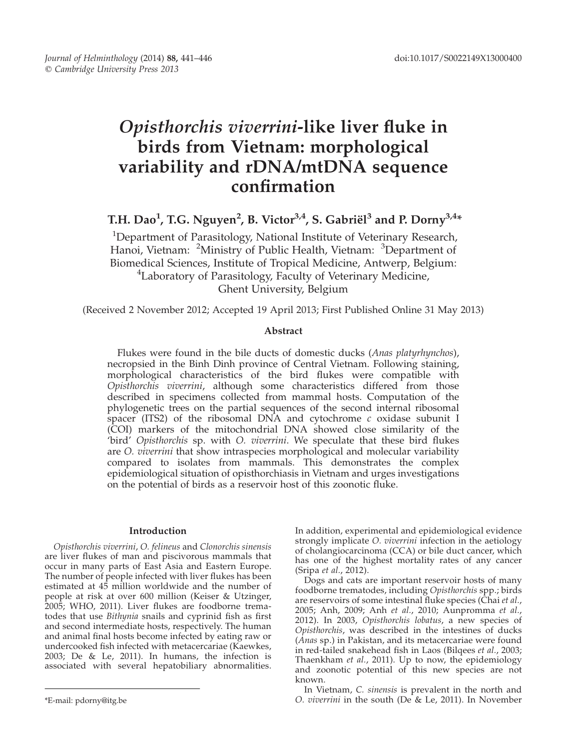# *Opisthorchis viverrini*-like liver fluke in birds from Vietnam: morphological variability and rDNA/mtDNA sequence confirmation

**T.H. Dao[1], T.G. Nguyen[2], B. Victor[3,4], S. Gabriël[3] and P. Dorny[3,4]***

[1]Department of Parasitology, National Institute of Veterinary Research, Hanoi, Vietnam: [2]Ministry of Public Health, Vietnam: [3]Department of Biomedical Sciences, Institute of Tropical Medicine, Antwerp, Belgium: [4]Laboratory of Parasitology, Faculty of Veterinary Medicine, Ghent University, Belgium

(Received 2 November 2012; Accepted 19 April 2013; First Published Online 31 May 2013)

## Abstract

Flukes were found in the bile ducts of domestic ducks (*Anas platyrhynchos*), necropsied in the Binh Dinh province of Central Vietnam. Following staining, morphological characteristics of the bird flukes were compatible with *Opisthorchis viverrini*, although some characteristics differed from those described in specimens collected from mammal hosts. Computation of the phylogenetic trees on the partial sequences of the second internal ribosomal spacer (ITS2) of the ribosomal DNA and cytochrome *c* oxidase subunit I (COI) markers of the mitochondrial DNA showed close similarity of the 'bird' *Opisthorchis* sp. with *O. viverrini*. We speculate that these bird flukes are *O. viverrini* that show intraspecies morphological and molecular variability compared to isolates from mammals. This demonstrates the complex epidemiological situation of opisthorchiasis in Vietnam and urges investigations on the potential of birds as a reservoir host of this zoonotic fluke.

## Introduction

*Opisthorchis viverrini*, *O. felineus* and *Clonorchis sinensis* are liver flukes of man and piscivorous mammals that occur in many parts of East Asia and Eastern Europe. The number of people infected with liver flukes has been estimated at 45 million worldwide and the number of people at risk at over 600 million (Keiser & Utzinger, 2005; WHO, 2011). Liver flukes are foodborne trematodes that use *Bithynia* snails and cyprinid fish as first and second intermediate hosts, respectively. The human and animal final hosts become infected by eating raw or undercooked fish infected with metacercariae (Kaewkes, 2003; De & Le, 2011). In humans, the infection is associated with several hepatobiliary abnormalities. In addition, experimental and epidemiological evidence strongly implicate *O. viverrini* infection in the aetiology of cholangiocarcinoma (CCA) or bile duct cancer, which has one of the highest mortality rates of any cancer (Sripa *et al.*, 2012).

Dogs and cats are important reservoir hosts of many foodborne trematodes, including *Opisthorchis* spp.; birds are reservoirs of some intestinal fluke species (Chai *et al.*, 2005; Anh, 2009; Anh *et al.*, 2010; Aunpromma *et al.*, 2012). In 2003, *Opisthorchis lobatus*, a new species of *Opisthorchis*, was described in the intestines of ducks (*Anas* sp.) in Pakistan, and its metacercariae were found in red-tailed snakehead fish in Laos (Bilqees *et al.*, 2003; Thaenkham *et al.*, 2011). Up to now, the epidemiology and zoonotic potential of this new species are not known.

In Vietnam, *C. sinensis* is prevalent in the north and *O. viverrini* in the south (De & Le, 2011). In November

*E-mail: pdorny@itg.be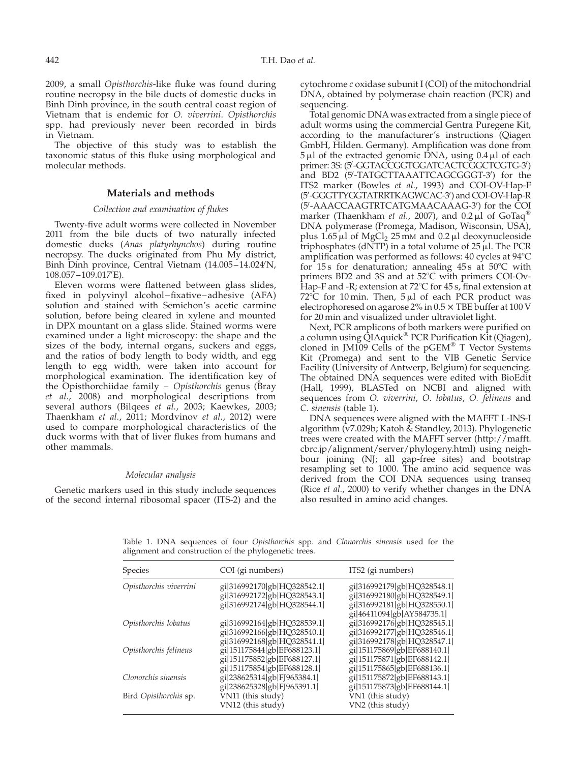2009, a small *Opisthorchis*-like fluke was found during routine necropsy in the bile ducts of domestic ducks in Binh Dinh province, in the south central coast region of Vietnam that is endemic for *O. viverrini*. *Opisthorchis* spp. had previously never been recorded in birds in Vietnam.

The objective of this study was to establish the taxonomic status of this fluke using morphological and molecular methods.

## Materials and methods

### Collection and examination of flukes

Twenty-five adult worms were collected in November 2011 from the bile ducts of two naturally infected domestic ducks (*Anas platyrhynchos*) during routine necropsy. The ducks originated from Phu My district, Binh Dinh province, Central Vietnam (14.005–14.024′N, 108.057–109.017′E).

Eleven worms were flattened between glass slides, fixed in polyvinyl alcohol–fixative–adhesive (AFA) solution and stained with Semichon's acetic carmine solution, before being cleared in xylene and mounted in DPX mountant on a glass slide. Stained worms were examined under a light microscopy: the shape and the sizes of the body, internal organs, suckers and eggs, and the ratios of body length to body width, and egg length to egg width, were taken into account for morphological examination. The identification key of the Opisthorchiidae family – *Opisthorchis* genus (Bray *et al.*, 2008) and morphological descriptions from several authors (Bilqees *et al.*, 2003; Kaewkes, 2003; Thaenkham *et al.*, 2011; Mordvinov *et al.*, 2012) were used to compare morphological characteristics of the duck worms with that of liver flukes from humans and other mammals.

### Molecular analysis

Genetic markers used in this study include sequences of the second internal ribosomal spacer (ITS-2) and the cytochrome *c* oxidase subunit I (COI) of the mitochondrial DNA, obtained by polymerase chain reaction (PCR) and sequencing.

Total genomic DNA was extracted from a single piece of adult worms using the commercial Gentra Puregene Kit, according to the manufacturer's instructions (Qiagen GmbH, Hilden. Germany). Amplification was done from 5 μl of the extracted genomic DNA, using 0.4 μl of each primer: 3S: (5′-GGTACCGGTGGATCACTCGGCTCGTG-3′) and BD2 (5′-TATGCTTAAATTCAGCGGGT-3′) for the ITS2 marker (Bowles *et al.*, 1993) and COI-OV-Hap-F (5′-GGGTTYGGTATRRTKAGWCAC-3′) and COI-OV-Hap-R (5′-AAACCAAGTRTCATGMAACAAAG-3′) for the COI marker (Thaenkham *et al.*, 2007), and 0.2 μl of GoTaq® DNA polymerase (Promega, Madison, Wisconsin, USA), plus 1.65 μl of $MgCl_2$ 25 mM and 0.2 μl deoxynucleoside triphosphates (dNTP) in a total volume of 25 μl. The PCR amplification was performed as follows: 40 cycles at 94°C for 15 s for denaturation; annealing 45 s at 50°C with primers BD2 and 3S and at 52°C with primers COI-Ov-Hap-F and -R; extension at 72°C for 45 s, final extension at 72°C for 10 min. Then, 5 μl of each PCR product was electrophoresed on agarose 2% in 0.5 × TBE buffer at 100 V for 20 min and visualized under ultraviolet light.

Next, PCR amplicons of both markers were purified on a column using QIAquick® PCR Purification Kit (Qiagen), cloned in JM109 Cells of the pGEM® T Vector Systems Kit (Promega) and sent to the VIB Genetic Service Facility (University of Antwerp, Belgium) for sequencing. The obtained DNA sequences were edited with BioEdit (Hall, 1999), BLASTed on NCBI and aligned with sequences from *O. viverrini*, *O. lobatus*, *O. felineus* and *C. sinensis* (table 1).

DNA sequences were aligned with the MAFFT L-INS-I algorithm (v7.029b; Katoh & Standley, 2013). Phylogenetic trees were created with the MAFFT server (http://mafft.cbrc.jp/alignment/server/phylogeny.html) using neighbour joining (NJ; all gap-free sites) and bootstrap resampling set to 1000. The amino acid sequence was derived from the COI DNA sequences using transeq (Rice *et al.*, 2000) to verify whether changes in the DNA also resulted in amino acid changes.

Table 1. DNA sequences of four *Opisthorchis* spp. and *Clonorchis sinensis* used for the alignment and construction of the phylogenetic trees.

| Species | COI (gi numbers) | ITS2 (gi numbers) |
|---|---|---|
| *Opisthorchis viverrini* | gi\|316992170\|gb\|HQ328542.1\|<br>gi\|316992172\|gb\|HQ328543.1\|<br>gi\|316992174\|gb\|HQ328544.1\| | gi\|316992179\|gb\|HQ328548.1\|<br>gi\|316992180\|gb\|HQ328549.1\|<br>gi\|316992181\|gb\|HQ328550.1\|<br>gi\|46411094\|gb\|AY584735.1\| |
| *Opisthorchis lobatus* | gi\|316992164\|gb\|HQ328539.1\|<br>gi\|316992166\|gb\|HQ328540.1\|<br>gi\|316992168\|gb\|HQ328541.1\| | gi\|316992176\|gb\|HQ328545.1\|<br>gi\|316992177\|gb\|HQ328546.1\|<br>gi\|316992178\|gb\|HQ328547.1\| |
| *Opisthorchis felineus* | gi\|151175844\|gb\|EF688123.1\|<br>gi\|151175852\|gb\|EF688127.1\|<br>gi\|151175854\|gb\|EF688128.1\| | gi\|151175869\|gb\|EF688140.1\|<br>gi\|151175871\|gb\|EF688142.1\|<br>gi\|151175865\|gb\|EF688136.1\| |
| *Clonorchis sinensis* | gi\|238625314\|gb\|FJ965384.1\|<br>gi\|238625328\|gb\|FJ965391.1\| | gi\|151175872\|gb\|EF688143.1\|<br>gi\|151175873\|gb\|EF688144.1\| |
| Bird *Opisthorchis* sp. | VN11 (this study)<br>VN12 (this study) | VN1 (this study)<br>VN2 (this study) |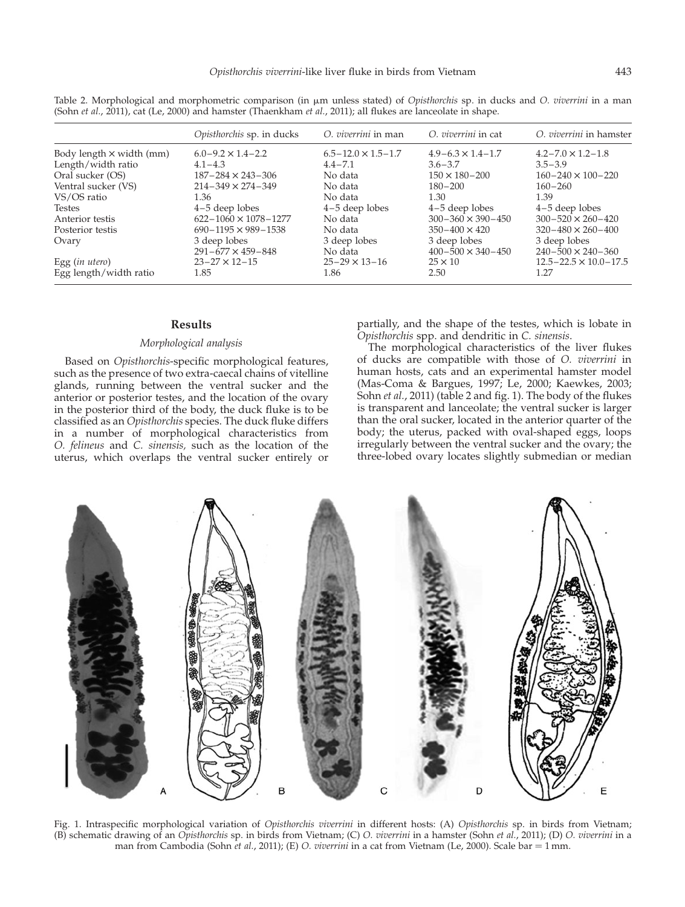Table 2. Morphological and morphometric comparison (in μm unless stated) of *Opisthorchis* sp. in ducks and *O. viverrini* in a man (Sohn *et al.*, 2011), cat (Le, 2000) and hamster (Thaenkham *et al.*, 2011); all flukes are lanceolate in shape.

| | *Opisthorchis* sp. in ducks | *O. viverrini* in man | *O. viverrini* in cat | *O. viverrini* in hamster |
|---|---|---|---|---|
| Body length × width (mm) | 6.0–9.2 × 1.4–2.2 | 6.5–12.0 × 1.5–1.7 | 4.9–6.3 × 1.4–1.7 | 4.2–7.0 × 1.2–1.8 |
| Length/width ratio | 4.1–4.3 | 4.4–7.1 | 3.6–3.7 | 3.5–3.9 |
| Oral sucker (OS) | 187–284 × 243–306 | No data | 150 × 180–200 | 160–240 × 100–220 |
| Ventral sucker (VS) | 214–349 × 274–349 | No data | 180–200 | 160–260 |
| VS/OS ratio | 1.36 | No data | 1.30 | 1.39 |
| Testes | 4–5 deep lobes | 4–5 deep lobes | 4–5 deep lobes | 4–5 deep lobes |
| Anterior testis | 622–1060 × 1078–1277 | No data | 300–360 × 390–450 | 300–520 × 260–420 |
| Posterior testis | 690–1195 × 989–1538 | No data | 350–400 × 420 | 320–480 × 260–400 |
| Ovary | 3 deep lobes | 3 deep lobes | 3 deep lobes | 3 deep lobes |
| | 291–677 × 459–848 | No data | 400–500 × 340–450 | 240–500 × 240–360 |
| Egg (*in utero*) | 23–27 × 12–15 | 25–29 × 13–16 | 25 × 10 | 12.5–22.5 × 10.0–17.5 |
| Egg length/width ratio | 1.85 | 1.86 | 2.50 | 1.27 |

## Results

### Morphological analysis

Based on *Opisthorchis*-specific morphological features, such as the presence of two extra-caecal chains of vitelline glands, running between the ventral sucker and the anterior or posterior testes, and the location of the ovary in the posterior third of the body, the duck fluke is to be classified as an *Opisthorchis* species. The duck fluke differs in a number of morphological characteristics from *O. felineus* and *C. sinensis*, such as the location of the uterus, which overlaps the ventral sucker entirely or partially, and the shape of the testes, which is lobate in *Opisthorchis* spp. and dendritic in *C. sinensis*.

The morphological characteristics of the liver flukes of ducks are compatible with those of *O. viverrini* in human hosts, cats and an experimental hamster model (Mas-Coma & Bargues, 1997; Le, 2000; Kaewkes, 2003; Sohn *et al.*, 2011) (table 2 and fig. 1). The body of the flukes is transparent and lanceolate; the ventral sucker is larger than the oral sucker, located in the anterior quarter of the body; the uterus, packed with oval-shaped eggs, loops irregularly between the ventral sucker and the ovary; the three-lobed ovary locates slightly submedian or median

Fig. 1. Intraspecific morphological variation of *Opisthorchis viverrini* in different hosts: (A) *Opisthorchis* sp. in birds from Vietnam; (B) schematic drawing of an *Opisthorchis* sp. in birds from Vietnam; (C) *O. viverrini* in a hamster (Sohn *et al.*, 2011); (D) *O. viverrini* in a man from Cambodia (Sohn *et al.*, 2011); (E) *O. viverrini* in a cat from Vietnam (Le, 2000). Scale bar = 1 mm.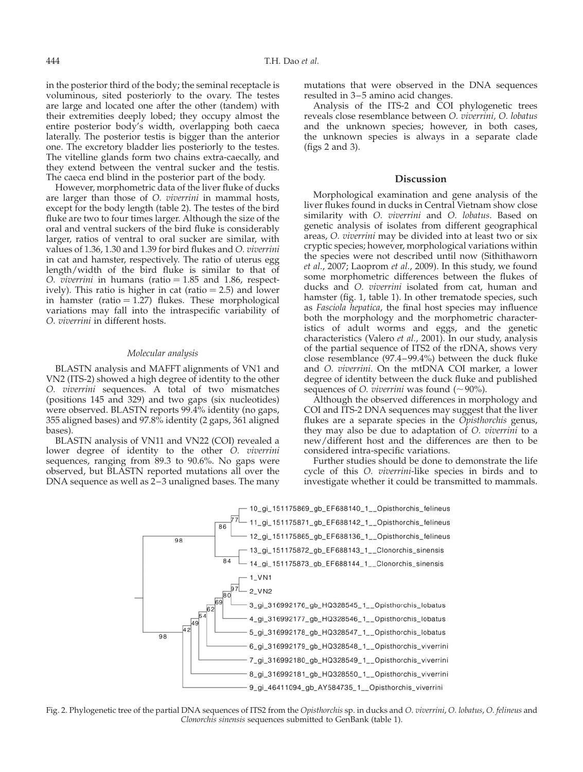in the posterior third of the body; the seminal receptacle is voluminous, sited posteriorly to the ovary. The testes are large and located one after the other (tandem) with their extremities deeply lobed; they occupy almost the entire posterior body's width, overlapping both caeca laterally. The posterior testis is bigger than the anterior one. The excretory bladder lies posteriorly to the testes. The vitelline glands form two chains extra-caecally, and they extend between the ventral sucker and the testis. The caeca end blind in the posterior part of the body.

However, morphometric data of the liver fluke of ducks are larger than those of *O. viverrini* in mammal hosts, except for the body length (table 2). The testes of the bird fluke are two to four times larger. Although the size of the oral and ventral suckers of the bird fluke is considerably larger, ratios of ventral to oral sucker are similar, with values of 1.36, 1.30 and 1.39 for bird flukes and *O. viverrini* in cat and hamster, respectively. The ratio of uterus egg length/width of the bird fluke is similar to that of *O. viverrini* in humans (ratio = 1.85 and 1.86, respectively). This ratio is higher in cat (ratio = 2.5) and lower in hamster (ratio = 1.27) flukes. These morphological variations may fall into the intraspecific variability of *O. viverrini* in different hosts.

### *Molecular analysis*

BLASTN analysis and MAFFT alignments of VN1 and VN2 (ITS-2) showed a high degree of identity to the other *O. viverrini* sequences. A total of two mismatches (positions 145 and 329) and two gaps (six nucleotides) were observed. BLASTN reports 99.4% identity (no gaps, 355 aligned bases) and 97.8% identity (2 gaps, 361 aligned bases).

BLASTN analysis of VN11 and VN22 (COI) revealed a lower degree of identity to the other *O. viverrini* sequences, ranging from 89.3 to 90.6%. No gaps were observed, but BLASTN reported mutations all over the DNA sequence as well as 2–3 unaligned bases. The many mutations that were observed in the DNA sequences resulted in 3–5 amino acid changes.

Analysis of the ITS-2 and COI phylogenetic trees reveals close resemblance between *O. viverrini*, *O. lobatus* and the unknown species; however, in both cases, the unknown species is always in a separate clade (figs 2 and 3).

## Discussion

Morphological examination and gene analysis of the liver flukes found in ducks in Central Vietnam show close similarity with *O. viverrini* and *O. lobatus*. Based on genetic analysis of isolates from different geographical areas, *O. viverrini* may be divided into at least two or six cryptic species; however, morphological variations within the species were not described until now (Sithithaworn *et al.*, 2007; Laoprom *et al.*, 2009). In this study, we found some morphometric differences between the flukes of ducks and *O. viverrini* isolated from cat, human and hamster (fig. 1, table 1). In other trematode species, such as *Fasciola hepatica*, the final host species may influence both the morphology and the morphometric characteristics of adult worms and eggs, and the genetic characteristics (Valero *et al.*, 2001). In our study, analysis of the partial sequence of ITS2 of the rDNA, shows very close resemblance (97.4–99.4%) between the duck fluke and *O. viverrini*. On the mtDNA COI marker, a lower degree of identity between the duck fluke and published sequences of *O. viverrini* was found (~90%).

Although the observed differences in morphology and COI and ITS-2 DNA sequences may suggest that the liver flukes are a separate species in the *Opisthorchis* genus, they may also be due to adaptation of *O. viverrini* to a new/different host and the differences are then to be considered intra-specific variations.

Further studies should be done to demonstrate the life cycle of this *O. viverrini*-like species in birds and to investigate whether it could be transmitted to mammals.

Fig. 2. Phylogenetic tree of the partial DNA sequences of ITS2 from the *Opisthorchis* sp. in ducks and *O. viverrini*, *O. lobatus*, *O. felineus* and *Clonorchis sinensis* sequences submitted to GenBank (table 1).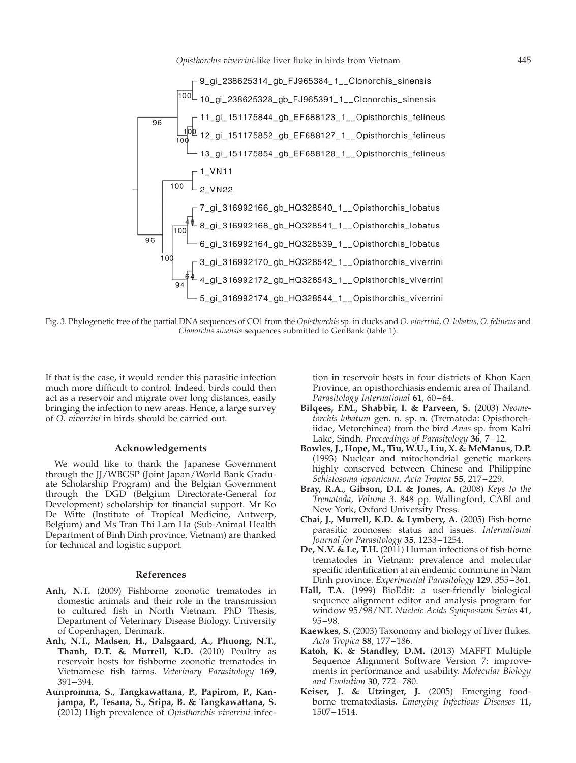Fig. 3. Phylogenetic tree of the partial DNA sequences of CO1 from the *Opisthorchis* sp. in ducks and *O. viverrini*, *O. lobatus*, *O. felineus* and *Clonorchis sinensis* sequences submitted to GenBank (table 1).

If that is the case, it would render this parasitic infection much more difficult to control. Indeed, birds could then act as a reservoir and migrate over long distances, easily bringing the infection to new areas. Hence, a large survey of *O. viverrini* in birds should be carried out.

## Acknowledgements

We would like to thank the Japanese Government through the JJ/WBGSP (Joint Japan/World Bank Graduate Scholarship Program) and the Belgian Government through the DGD (Belgium Directorate-General for Development) scholarship for financial support. Mr Ko De Witte (Institute of Tropical Medicine, Antwerp, Belgium) and Ms Tran Thi Lam Ha (Sub-Animal Health Department of Binh Dinh province, Vietnam) are thanked for technical and logistic support.

## References

**Anh, N.T.** (2009) Fishborne zoonotic trematodes in domestic animals and their role in the transmission to cultured fish in North Vietnam. PhD Thesis, Department of Veterinary Disease Biology, University of Copenhagen, Denmark.

**Anh, N.T., Madsen, H., Dalsgaard, A., Phuong, N.T., Thanh, D.T. & Murrell, K.D.** (2010) Poultry as reservoir hosts for fishborne zoonotic trematodes in Vietnamese fish farms. *Veterinary Parasitology* **169**, 391–394.

**Aunpromma, S., Tangkawattana, P., Papirom, P., Kanjampa, P., Tesana, S., Sripa, B. & Tangkawattana, S.** (2012) High prevalence of *Opisthorchis viverrini* infection in reservoir hosts in four districts of Khon Kaen Province, an opisthorchiasis endemic area of Thailand. *Parasitology International* **61**, 60–64.

**Bilqees, F.M., Shabbir, I. & Parveen, S.** (2003) *Neometorchis lobatum* gen. n. sp. n. (Trematoda: Opisthorchiidae, Metorchinea) from the bird *Anas* sp. from Kalri Lake, Sindh. *Proceedings of Parasitology* **36**, 7–12.

**Bowles, J., Hope, M., Tiu, W.U., Liu, X. & McManus, D.P.** (1993) Nuclear and mitochondrial genetic markers highly conserved between Chinese and Philippine *Schistosoma japonicum. Acta Tropica* **55**, 217–229.

**Bray, R.A., Gibson, D.I. & Jones, A.** (2008) *Keys to the Trematoda, Volume 3.* 848 pp. Wallingford, CABI and New York, Oxford University Press.

**Chai, J., Murrell, K.D. & Lymbery, A.** (2005) Fish-borne parasitic zoonoses: status and issues. *International Journal for Parasitology* **35**, 1233–1254.

**De, N.V. & Le, T.H.** (2011) Human infections of fish-borne trematodes in Vietnam: prevalence and molecular specific identification at an endemic commune in Nam Dinh province. *Experimental Parasitology* **129**, 355–361.

**Hall, T.A.** (1999) BioEdit: a user-friendly biological sequence alignment editor and analysis program for window 95/98/NT. *Nucleic Acids Symposium Series* **41**, 95–98.

**Kaewkes, S.** (2003) Taxonomy and biology of liver flukes. *Acta Tropica* **88**, 177–186.

**Katoh, K. & Standley, D.M.** (2013) MAFFT Multiple Sequence Alignment Software Version 7: improvements in performance and usability. *Molecular Biology and Evolution* **30**, 772–780.

**Keiser, J. & Utzinger, J.** (2005) Emerging foodborne trematodiasis. *Emerging Infectious Diseases* **11**, 1507–1514.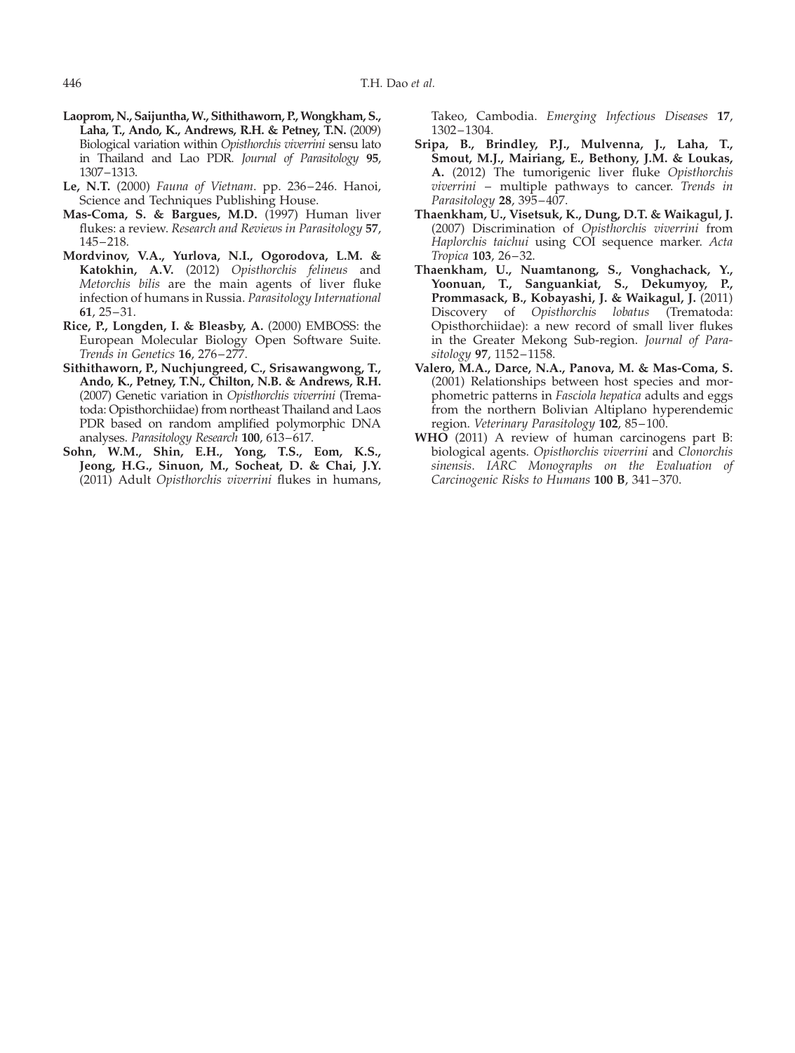**Laoprom, N., Saijuntha, W., Sithithaworn, P., Wongkham, S., Laha, T., Ando, K., Andrews, R.H. & Petney, T.N.** (2009) Biological variation within *Opisthorchis viverrini* sensu lato in Thailand and Lao PDR. *Journal of Parasitology* **95**, 1307–1313.

**Le, N.T.** (2000) *Fauna of Vietnam*. pp. 236–246. Hanoi, Science and Techniques Publishing House.

**Mas-Coma, S. & Bargues, M.D.** (1997) Human liver flukes: a review. *Research and Reviews in Parasitology* **57**, 145–218.

**Mordvinov, V.A., Yurlova, N.I., Ogorodova, L.M. & Katokhin, A.V.** (2012) *Opisthorchis felineus* and *Metorchis bilis* are the main agents of liver fluke infection of humans in Russia. *Parasitology International* **61**, 25–31.

**Rice, P., Longden, I. & Bleasby, A.** (2000) EMBOSS: the European Molecular Biology Open Software Suite. *Trends in Genetics* **16**, 276–277.

**Sithithaworn, P., Nuchjungreed, C., Srisawangwong, T., Ando, K., Petney, T.N., Chilton, N.B. & Andrews, R.H.** (2007) Genetic variation in *Opisthorchis viverrini* (Trematoda: Opisthorchiidae) from northeast Thailand and Laos PDR based on random amplified polymorphic DNA analyses. *Parasitology Research* **100**, 613–617.

**Sohn, W.M., Shin, E.H., Yong, T.S., Eom, K.S., Jeong, H.G., Sinuon, M., Socheat, D. & Chai, J.Y.** (2011) Adult *Opisthorchis viverrini* flukes in humans, Takeo, Cambodia. *Emerging Infectious Diseases* **17**, 1302–1304.

**Sripa, B., Brindley, P.J., Mulvenna, J., Laha, T., Smout, M.J., Mairiang, E., Bethony, J.M. & Loukas, A.** (2012) The tumorigenic liver fluke *Opisthorchis viverrini* – multiple pathways to cancer. *Trends in Parasitology* **28**, 395–407.

**Thaenkham, U., Visetsuk, K., Dung, D.T. & Waikagul, J.** (2007) Discrimination of *Opisthorchis viverrini* from *Haplorchis taichui* using COI sequence marker. *Acta Tropica* **103**, 26–32.

**Thaenkham, U., Nuamtanong, S., Vonghachack, Y., Yoonuan, T., Sanguankiat, S., Dekumyoy, P., Prommasack, B., Kobayashi, J. & Waikagul, J.** (2011) Discovery of *Opisthorchis lobatus* (Trematoda: Opisthorchiidae): a new record of small liver flukes in the Greater Mekong Sub-region. *Journal of Parasitology* **97**, 1152–1158.

**Valero, M.A., Darce, N.A., Panova, M. & Mas-Coma, S.** (2001) Relationships between host species and morphometric patterns in *Fasciola hepatica* adults and eggs from the northern Bolivian Altiplano hyperendemic region. *Veterinary Parasitology* **102**, 85–100.

**WHO** (2011) A review of human carcinogens part B: biological agents. *Opisthorchis viverrini* and *Clonorchis sinensis*. *IARC Monographs on the Evaluation of Carcinogenic Risks to Humans* **100 B**, 341–370.